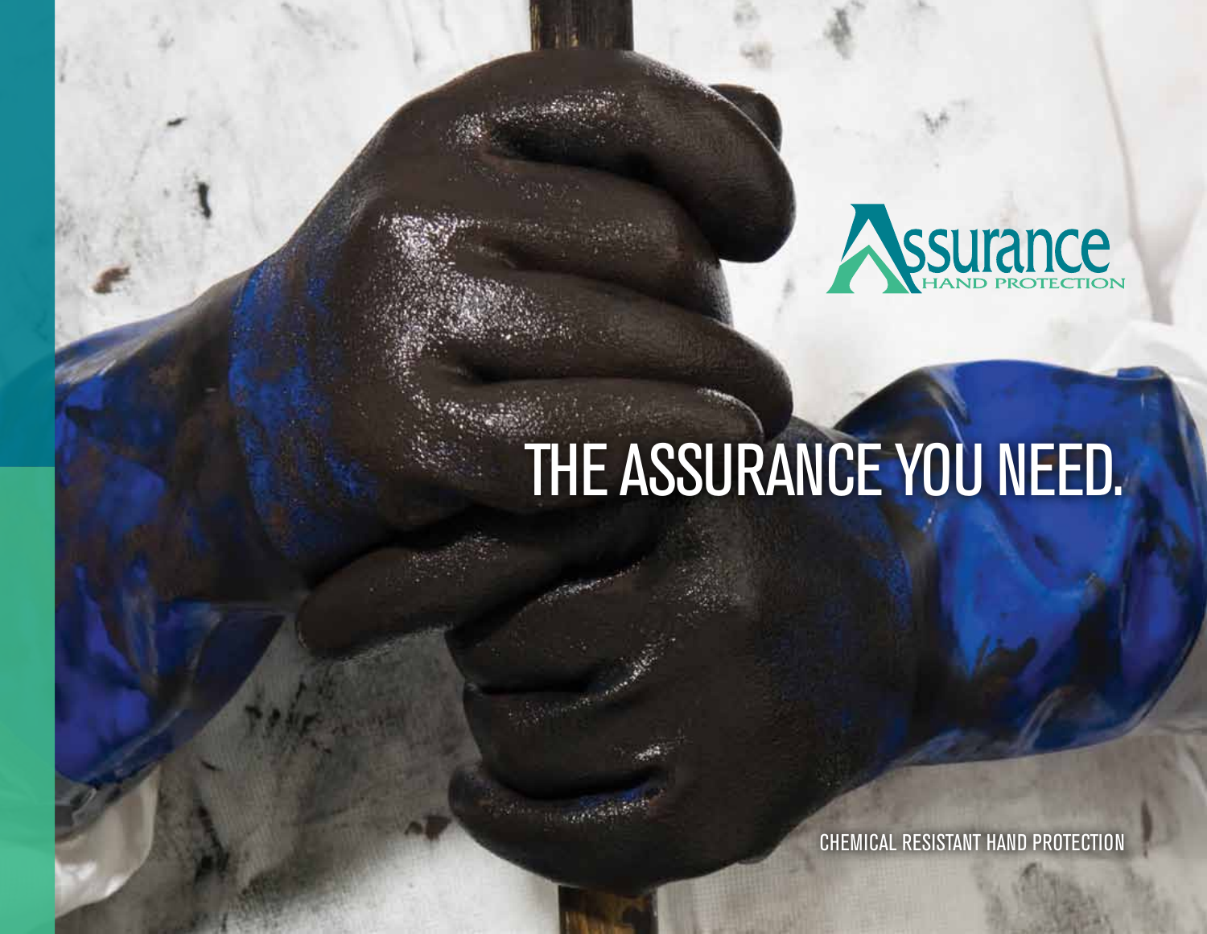Assurance
HAND PROTECTION

# THE ASSURANCE YOU NEED.

CHEMICAL RESISTANT HAND PROTECTION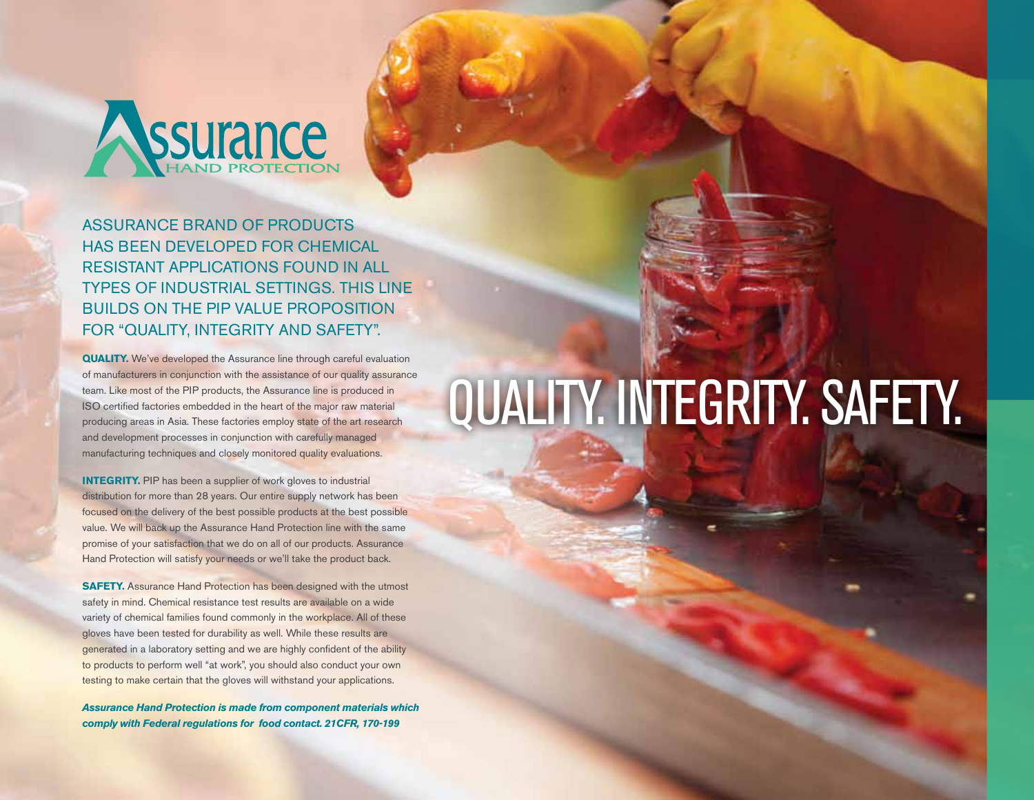# Assurance

HAND PROTECTION

## ASSURANCE BRAND OF PRODUCTS HAS BEEN DEVELOPED FOR CHEMICAL RESISTANT APPLICATIONS FOUND IN ALL TYPES OF INDUSTRIAL SETTINGS. THIS LINE BUILDS ON THE PIP VALUE PROPOSITION FOR "QUALITY, INTEGRITY AND SAFETY".

**QUALITY.** We've developed the Assurance line through careful evaluation of manufacturers in conjunction with the assistance of our quality assurance team. Like most of the PIP products, the Assurance line is produced in ISO certified factories embedded in the heart of the major raw material producing areas in Asia. These factories employ state of the art research and development processes in conjunction with carefully managed manufacturing techniques and closely monitored quality evaluations.

**INTEGRITY.** PIP has been a supplier of work gloves to industrial distribution for more than 28 years. Our entire supply network has been focused on the delivery of the best possible products at the best possible value. We will back up the Assurance Hand Protection line with the same promise of your satisfaction that we do on all of our products. Assurance Hand Protection will satisfy your needs or we'll take the product back.

**SAFETY.** Assurance Hand Protection has been designed with the utmost safety in mind. Chemical resistance test results are available on a wide variety of chemical families found commonly in the workplace. All of these gloves have been tested for durability as well. While these results are generated in a laboratory setting and we are highly confident of the ability to products to perform well "at work", you should also conduct your own testing to make certain that the gloves will withstand your applications.

***Assurance Hand Protection is made from component materials which comply with Federal regulations for food contact. 21CFR, 170-199***

# QUALITY. INTEGRITY. SAFETY.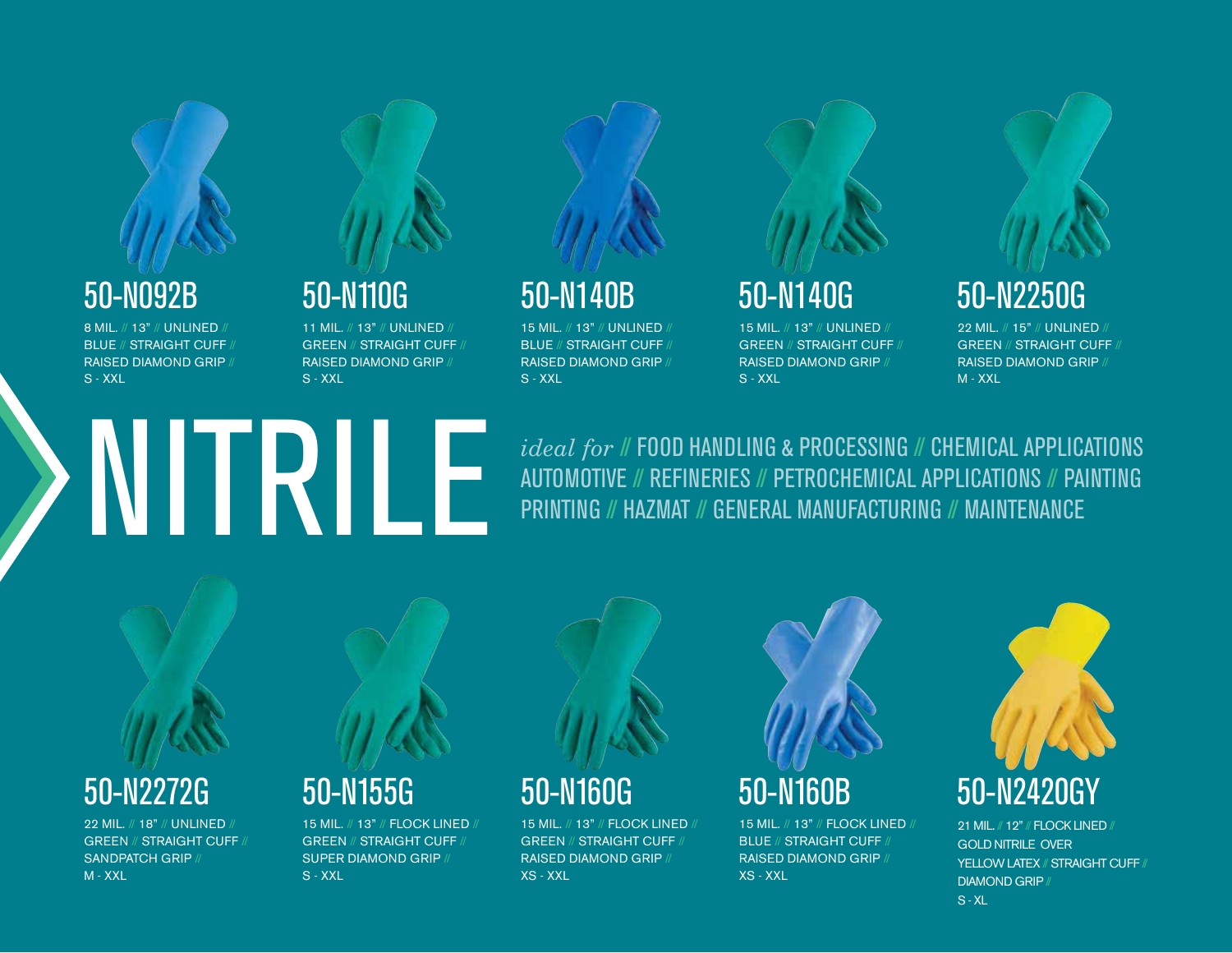## 50-N092B

8 MIL. // 13" // UNLINED // BLUE // STRAIGHT CUFF // RAISED DIAMOND GRIP // S - XXL

## 50-N110G

11 MIL. // 13" // UNLINED // GREEN // STRAIGHT CUFF // RAISED DIAMOND GRIP // S - XXL

## 50-N140B

15 MIL. // 13" // UNLINED // BLUE // STRAIGHT CUFF // RAISED DIAMOND GRIP // S - XXL

## 50-N140G

15 MIL. // 13" // UNLINED // GREEN // STRAIGHT CUFF // RAISED DIAMOND GRIP // S - XXL

## 50-N2250G

22 MIL. // 15" // UNLINED // GREEN // STRAIGHT CUFF // RAISED DIAMOND GRIP // M - XXL

# NITRILE

*ideal for* // FOOD HANDLING & PROCESSING // CHEMICAL APPLICATIONS AUTOMOTIVE // REFINERIES // PETROCHEMICAL APPLICATIONS // PAINTING PRINTING // HAZMAT // GENERAL MANUFACTURING // MAINTENANCE

## 50-N2272G

22 MIL. // 18" // UNLINED // GREEN // STRAIGHT CUFF // SANDPATCH GRIP // M - XXL

## 50-N155G

15 MIL. // 13" // FLOCK LINED // GREEN // STRAIGHT CUFF // SUPER DIAMOND GRIP // S - XXL

## 50-N160G

15 MIL. // 13" // FLOCK LINED // GREEN // STRAIGHT CUFF // RAISED DIAMOND GRIP // XS - XXL

## 50-N160B

15 MIL. // 13" // FLOCK LINED // BLUE // STRAIGHT CUFF // RAISED DIAMOND GRIP // XS - XXL

## 50-N2420GY

21 MIL. // 12" // FLOCK LINED // GOLD NITRILE OVER YELLOW LATEX // STRAIGHT CUFF // DIAMOND GRIP // S - XL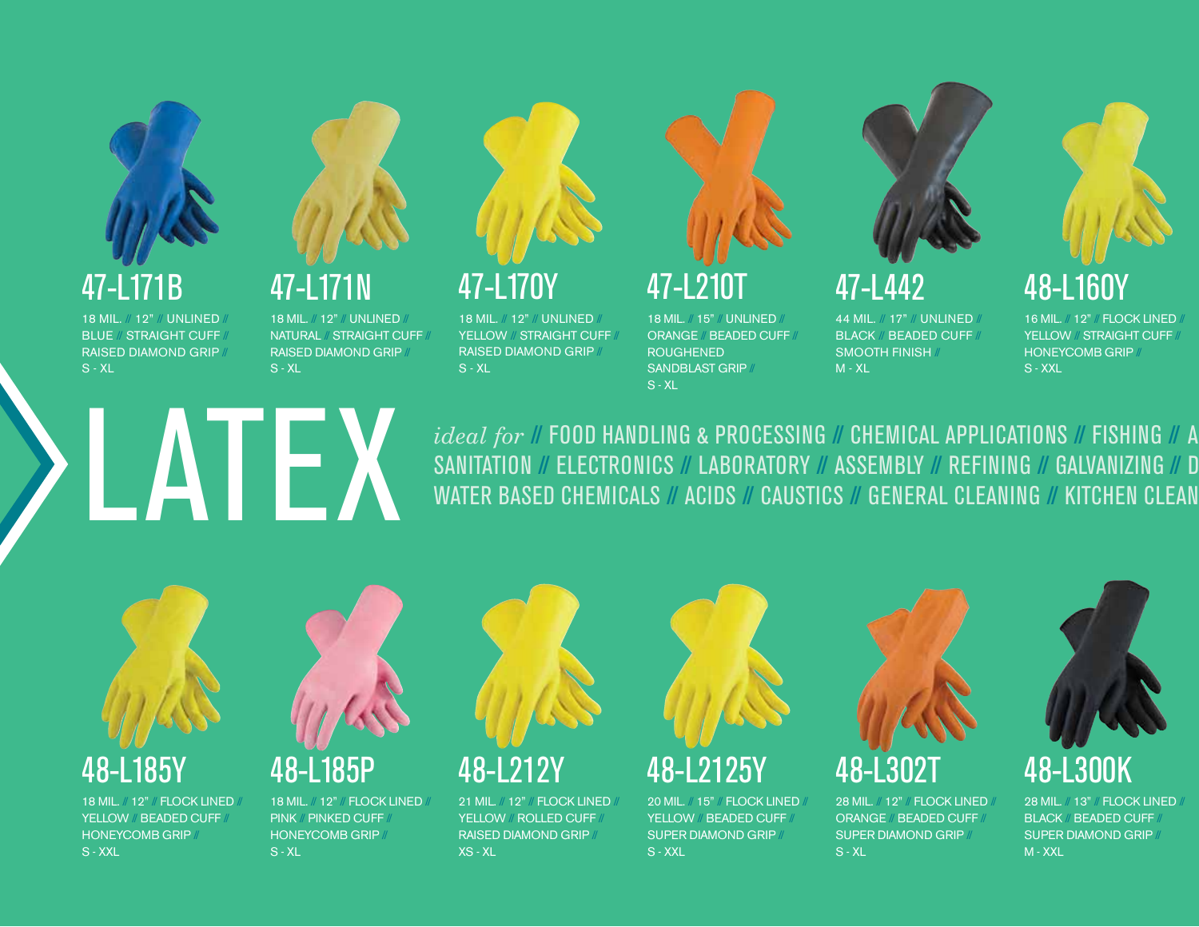## 47-L171B

18 MIL. // 12" // UNLINED // BLUE // STRAIGHT CUFF // RAISED DIAMOND GRIP // S - XL

## 47-L171N

18 MIL. // 12" // UNLINED // NATURAL // STRAIGHT CUFF // RAISED DIAMOND GRIP // S - XL

## 47-L170Y

18 MIL. // 12" // UNLINED // YELLOW // STRAIGHT CUFF // RAISED DIAMOND GRIP // S - XL

## 47-L210T

18 MIL. // 15" // UNLINED // ORANGE // BEADED CUFF // ROUGHENED SANDBLAST GRIP // S - XL

## 47-L442

44 MIL. // 17" // UNLINED // BLACK // BEADED CUFF // SMOOTH FINISH // M - XL

## 48-L160Y

16 MIL. // 12" // FLOCK LINED // YELLOW // STRAIGHT CUFF // HONEYCOMB GRIP // S - XXL

# LATEX

*ideal for* // FOOD HANDLING & PROCESSING // CHEMICAL APPLICATIONS // FISHING // A SANITATION // ELECTRONICS // LABORATORY // ASSEMBLY // REFINING // GALVANIZING // D WATER BASED CHEMICALS // ACIDS // CAUSTICS // GENERAL CLEANING // KITCHEN CLEAN

## 48-L185Y

18 MIL. // 12" // FLOCK LINED // YELLOW // BEADED CUFF // HONEYCOMB GRIP // S - XXL

## 48-L185P

18 MIL. // 12" // FLOCK LINED // PINK // PINKED CUFF // HONEYCOMB GRIP // S - XL

## 48-L212Y

21 MIL. // 12" // FLOCK LINED // YELLOW // ROLLED CUFF // RAISED DIAMOND GRIP // XS - XL

## 48-L2125Y

20 MIL. // 15" // FLOCK LINED // YELLOW // BEADED CUFF // SUPER DIAMOND GRIP // S - XXL

## 48-L302T

28 MIL. // 12" // FLOCK LINED // ORANGE // BEADED CUFF // SUPER DIAMOND GRIP // S - XL

## 48-L300K

28 MIL. // 13" // FLOCK LINED // BLACK // BEADED CUFF // SUPER DIAMOND GRIP // M - XXL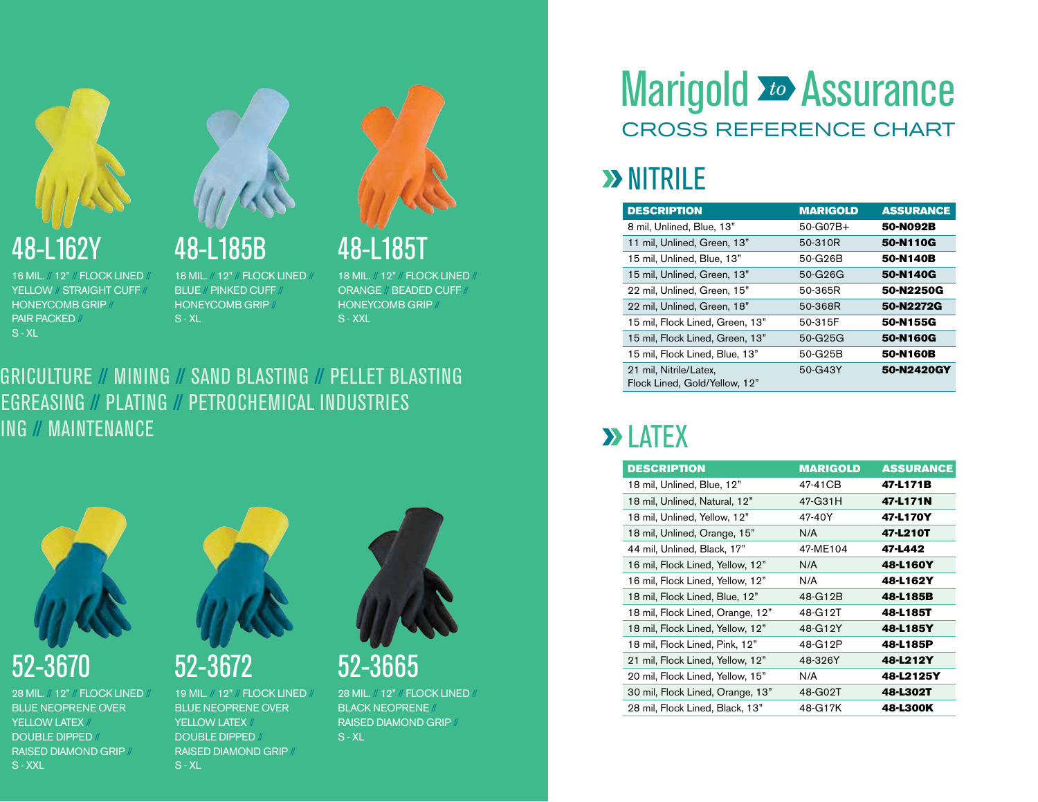## 48-L162Y

16 MIL. // 12" // FLOCK LINED // YELLOW // STRAIGHT CUFF // HONEYCOMB GRIP // PAIR PACKED // S - XL

## 48-L185B

18 MIL. // 12" // FLOCK LINED // BLUE // PINKED CUFF // HONEYCOMB GRIP // S - XL

## 48-L185T

18 MIL. // 12" // FLOCK LINED // ORANGE // BEADED CUFF // HONEYCOMB GRIP // S - XXL

GRICULTURE // MINING // SAND BLASTING // PELLET BLASTING
EGREASING // PLATING // PETROCHEMICAL INDUSTRIES
ING // MAINTENANCE

## 52-3670

28 MIL. // 12" // FLOCK LINED // BLUE NEOPRENE OVER YELLOW LATEX // DOUBLE DIPPED // RAISED DIAMOND GRIP // S - XXL

## 52-3672

19 MIL. // 12" // FLOCK LINED // BLUE NEOPRENE OVER YELLOW LATEX // DOUBLE DIPPED // RAISED DIAMOND GRIP // S - XL

## 52-3665

28 MIL. // 12" // FLOCK LINED // BLACK NEOPRENE // RAISED DIAMOND GRIP // S - XL

# Marigold *to* Assurance

## CROSS REFERENCE CHART

### » NITRILE

| DESCRIPTION | MARIGOLD | ASSURANCE |
|---|---|---|
| 8 mil, Unlined, Blue, 13" | 50-G07B+ | **50-N092B** |
| 11 mil, Unlined, Green, 13" | 50-310R | **50-N110G** |
| 15 mil, Unlined, Blue, 13" | 50-G26B | **50-N140B** |
| 15 mil, Unlined, Green, 13" | 50-G26G | **50-N140G** |
| 22 mil, Unlined, Green, 15" | 50-365R | **50-N2250G** |
| 22 mil, Unlined, Green, 18" | 50-368R | **50-N2272G** |
| 15 mil, Flock Lined, Green, 13" | 50-315F | **50-N155G** |
| 15 mil, Flock Lined, Green, 13" | 50-G25G | **50-N160G** |
| 15 mil, Flock Lined, Blue, 13" | 50-G25B | **50-N160B** |
| 21 mil, Nitrile/Latex, Flock Lined, Gold/Yellow, 12" | 50-G43Y | **50-N2420GY** |

### » LATEX

| DESCRIPTION | MARIGOLD | ASSURANCE |
|---|---|---|
| 18 mil, Unlined, Blue, 12" | 47-41CB | **47-L171B** |
| 18 mil, Unlined, Natural, 12" | 47-G31H | **47-L171N** |
| 18 mil, Unlined, Yellow, 12" | 47-40Y | **47-L170Y** |
| 18 mil, Unlined, Orange, 15" | N/A | **47-L210T** |
| 44 mil, Unlined, Black, 17" | 47-ME104 | **47-L442** |
| 16 mil, Flock Lined, Yellow, 12" | N/A | **48-L160Y** |
| 16 mil, Flock Lined, Yellow, 12" | N/A | **48-L162Y** |
| 18 mil, Flock Lined, Blue, 12" | 48-G12B | **48-L185B** |
| 18 mil, Flock Lined, Orange, 12" | 48-G12T | **48-L185T** |
| 18 mil, Flock Lined, Yellow, 12" | 48-G12Y | **48-L185Y** |
| 18 mil, Flock Lined, Pink, 12" | 48-G12P | **48-L185P** |
| 21 mil, Flock Lined, Yellow, 12" | 48-326Y | **48-L212Y** |
| 20 mil, Flock Lined, Yellow, 15" | N/A | **48-L2125Y** |
| 30 mil, Flock Lined, Orange, 13" | 48-G02T | **48-L302T** |
| 28 mil, Flock Lined, Black, 13" | 48-G17K | **48-L300K** |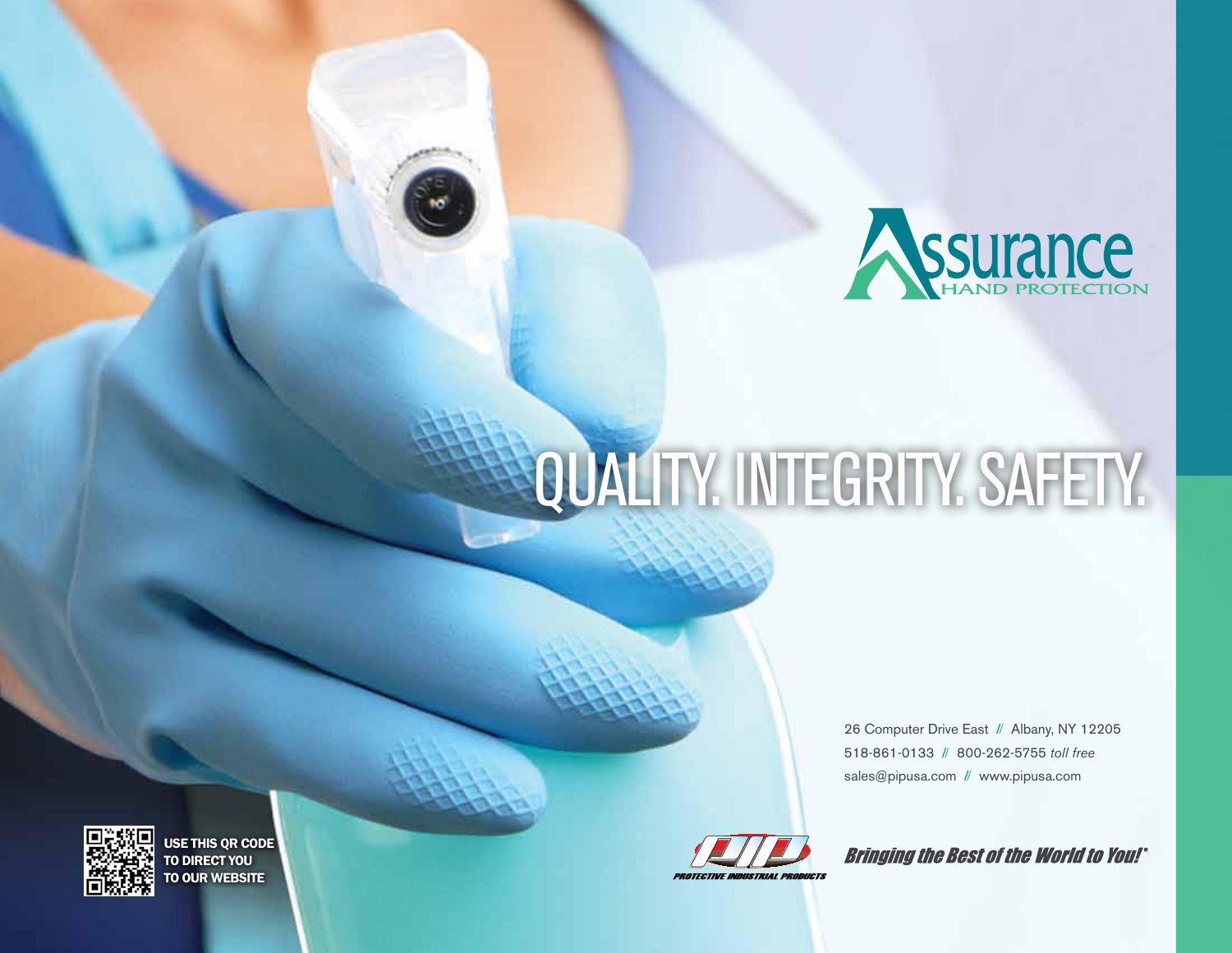Assurance HAND PROTECTION

# QUALITY. INTEGRITY. SAFETY.

26 Computer Drive East // Albany, NY 12205
518-861-0133 // 800-262-5755 *toll free*
sales@pipusa.com // www.pipusa.com

**USE THIS QR CODE TO DIRECT YOU TO OUR WEBSITE**

PIP PROTECTIVE INDUSTRIAL PRODUCTS

***Bringing the Best of the World to You!®***